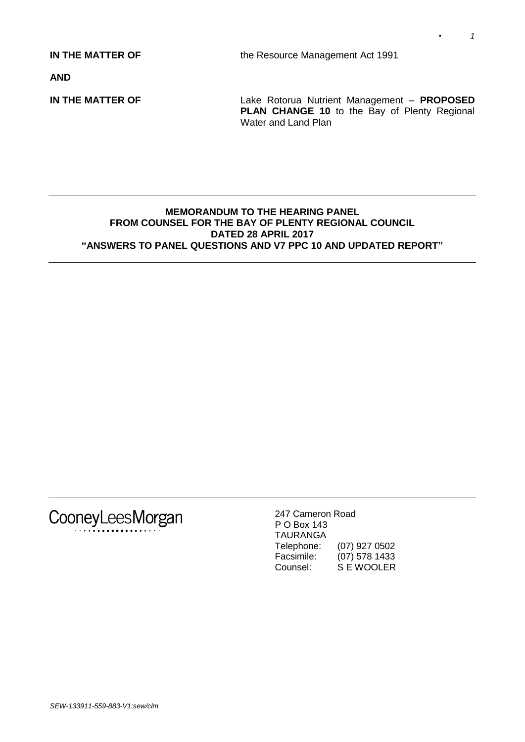**IN THE MATTER OF** the Resource Management Act 1991

**AND**

**IN THE MATTER OF** Lake Rotorua Nutrient Management – **PROPOSED PLAN CHANGE 10** to the Bay of Plenty Regional Water and Land Plan

---

**MEMORANDUM TO THE HEARING PANEL FROM COUNSEL FOR THE BAY OF PLENTY REGIONAL COUNCIL DATED 28 APRIL 2017 "ANSWERS TO PANEL QUESTIONS AND V7 PPC 10 AND UPDATED REPORT"**

---

CooneyLeesMorgan

247 Cameron Road
P O Box 143
TAURANGA
Telephone: (07) 927 0502
Facsimile: (07) 578 1433
Counsel: S E WOOLER

SEW-133911-559-883-V1:sew/clm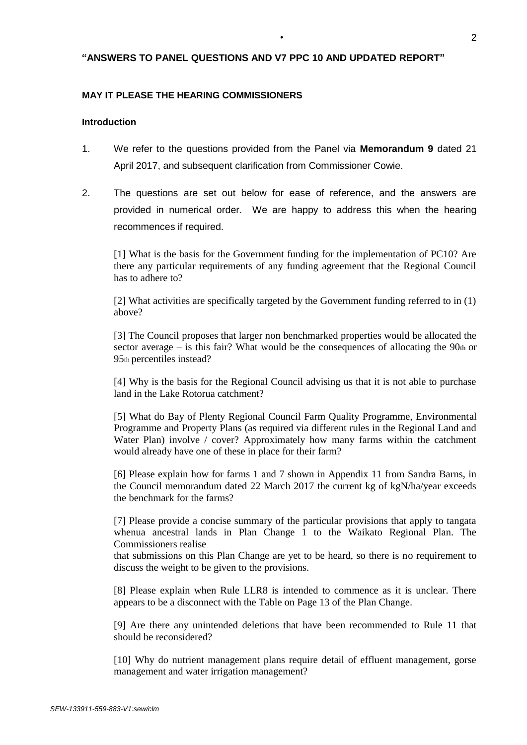**"ANSWERS TO PANEL QUESTIONS AND V7 PPC 10 AND UPDATED REPORT"**

**MAY IT PLEASE THE HEARING COMMISSIONERS**

**Introduction**

1. We refer to the questions provided from the Panel via **Memorandum 9** dated 21 April 2017, and subsequent clarification from Commissioner Cowie.

2. The questions are set out below for ease of reference, and the answers are provided in numerical order. We are happy to address this when the hearing recommences if required.

   [1] What is the basis for the Government funding for the implementation of PC10? Are there any particular requirements of any funding agreement that the Regional Council has to adhere to?

   [2] What activities are specifically targeted by the Government funding referred to in (1) above?

   [3] The Council proposes that larger non benchmarked properties would be allocated the sector average – is this fair? What would be the consequences of allocating the 90th or 95th percentiles instead?

   [4] Why is the basis for the Regional Council advising us that it is not able to purchase land in the Lake Rotorua catchment?

   [5] What do Bay of Plenty Regional Council Farm Quality Programme, Environmental Programme and Property Plans (as required via different rules in the Regional Land and Water Plan) involve / cover? Approximately how many farms within the catchment would already have one of these in place for their farm?

   [6] Please explain how for farms 1 and 7 shown in Appendix 11 from Sandra Barns, in the Council memorandum dated 22 March 2017 the current kg of kgN/ha/year exceeds the benchmark for the farms?

   [7] Please provide a concise summary of the particular provisions that apply to tangata whenua ancestral lands in Plan Change 1 to the Waikato Regional Plan. The Commissioners realise that submissions on this Plan Change are yet to be heard, so there is no requirement to discuss the weight to be given to the provisions.

   [8] Please explain when Rule LLR8 is intended to commence as it is unclear. There appears to be a disconnect with the Table on Page 13 of the Plan Change.

   [9] Are there any unintended deletions that have been recommended to Rule 11 that should be reconsidered?

   [10] Why do nutrient management plans require detail of effluent management, gorse management and water irrigation management?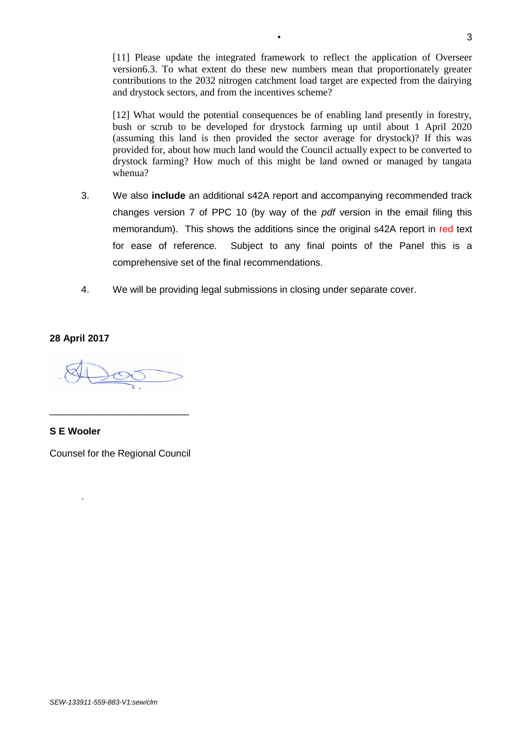[11] Please update the integrated framework to reflect the application of Overseer version6.3. To what extent do these new numbers mean that proportionately greater contributions to the 2032 nitrogen catchment load target are expected from the dairying and drystock sectors, and from the incentives scheme?

[12] What would the potential consequences be of enabling land presently in forestry, bush or scrub to be developed for drystock farming up until about 1 April 2020 (assuming this land is then provided the sector average for drystock)? If this was provided for, about how much land would the Council actually expect to be converted to drystock farming? How much of this might be land owned or managed by tangata whenua?

3. We also **include** an additional s42A report and accompanying recommended track changes version 7 of PPC 10 (by way of the *pdf* version in the email filing this memorandum). This shows the additions since the original s42A report in red text for ease of reference. Subject to any final points of the Panel this is a comprehensive set of the final recommendations.

4. We will be providing legal submissions in closing under separate cover.

**28 April 2017**

\_\_\_\_\_\_\_\_\_\_\_\_\_\_\_\_\_\_\_\_\_\_\_\_\_\_\_

**S E Wooler**

Counsel for the Regional Council

*SEW-133911-559-883-V1:sew/clm*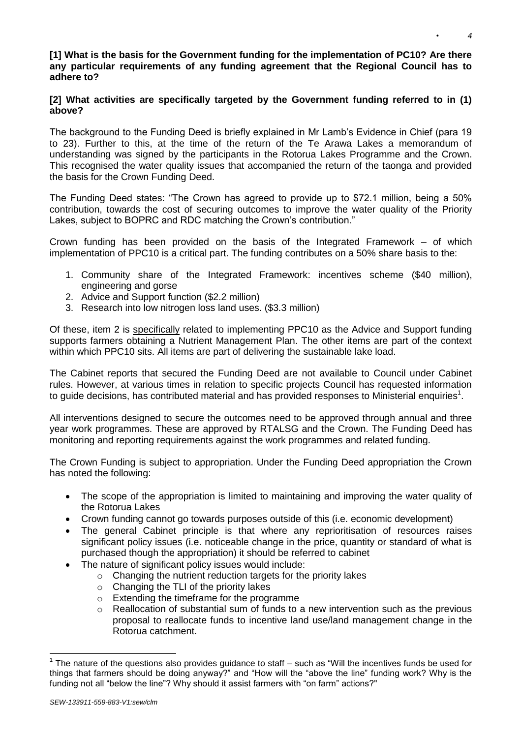**[1] What is the basis for the Government funding for the implementation of PC10? Are there any particular requirements of any funding agreement that the Regional Council has to adhere to?**

**[2] What activities are specifically targeted by the Government funding referred to in (1) above?**

The background to the Funding Deed is briefly explained in Mr Lamb's Evidence in Chief (para 19 to 23). Further to this, at the time of the return of the Te Arawa Lakes a memorandum of understanding was signed by the participants in the Rotorua Lakes Programme and the Crown. This recognised the water quality issues that accompanied the return of the taonga and provided the basis for the Crown Funding Deed.

The Funding Deed states: "The Crown has agreed to provide up to $72.1 million, being a 50% contribution, towards the cost of securing outcomes to improve the water quality of the Priority Lakes, subject to BOPRC and RDC matching the Crown's contribution."

Crown funding has been provided on the basis of the Integrated Framework – of which implementation of PPC10 is a critical part. The funding contributes on a 50% share basis to the:

1. Community share of the Integrated Framework: incentives scheme ($40 million), engineering and gorse
2. Advice and Support function ($2.2 million)
3. Research into low nitrogen loss land uses. ($3.3 million)

Of these, item 2 is <u>specifically</u> related to implementing PPC10 as the Advice and Support funding supports farmers obtaining a Nutrient Management Plan. The other items are part of the context within which PPC10 sits. All items are part of delivering the sustainable lake load.

The Cabinet reports that secured the Funding Deed are not available to Council under Cabinet rules. However, at various times in relation to specific projects Council has requested information to guide decisions, has contributed material and has provided responses to Ministerial enquiries[1].

All interventions designed to secure the outcomes need to be approved through annual and three year work programmes. These are approved by RTALSG and the Crown. The Funding Deed has monitoring and reporting requirements against the work programmes and related funding.

The Crown Funding is subject to appropriation. Under the Funding Deed appropriation the Crown has noted the following:

- The scope of the appropriation is limited to maintaining and improving the water quality of the Rotorua Lakes
- Crown funding cannot go towards purposes outside of this (i.e. economic development)
- The general Cabinet principle is that where any reprioritisation of resources raises significant policy issues (i.e. noticeable change in the price, quantity or standard of what is purchased though the appropriation) it should be referred to cabinet
- The nature of significant policy issues would include:
  - Changing the nutrient reduction targets for the priority lakes
  - Changing the TLI of the priority lakes
  - Extending the timeframe for the programme
  - Reallocation of substantial sum of funds to a new intervention such as the previous proposal to reallocate funds to incentive land use/land management change in the Rotorua catchment.

[1] The nature of the questions also provides guidance to staff – such as "Will the incentives funds be used for things that farmers should be doing anyway?" and "How will the "above the line" funding work? Why is the funding not all "below the line"? Why should it assist farmers with "on farm" actions?"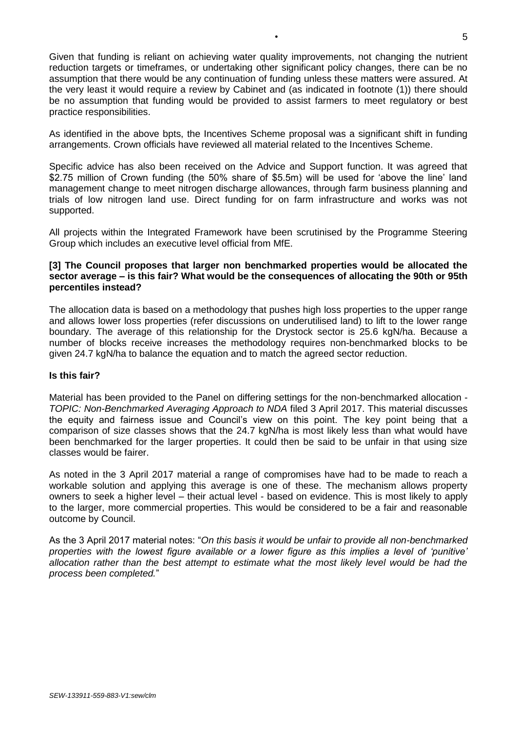Given that funding is reliant on achieving water quality improvements, not changing the nutrient reduction targets or timeframes, or undertaking other significant policy changes, there can be no assumption that there would be any continuation of funding unless these matters were assured. At the very least it would require a review by Cabinet and (as indicated in footnote (1)) there should be no assumption that funding would be provided to assist farmers to meet regulatory or best practice responsibilities.

As identified in the above bpts, the Incentives Scheme proposal was a significant shift in funding arrangements. Crown officials have reviewed all material related to the Incentives Scheme.

Specific advice has also been received on the Advice and Support function. It was agreed that $2.75 million of Crown funding (the 50% share of $5.5m) will be used for 'above the line' land management change to meet nitrogen discharge allowances, through farm business planning and trials of low nitrogen land use. Direct funding for on farm infrastructure and works was not supported.

All projects within the Integrated Framework have been scrutinised by the Programme Steering Group which includes an executive level official from MfE.

**[3] The Council proposes that larger non benchmarked properties would be allocated the sector average – is this fair? What would be the consequences of allocating the 90th or 95th percentiles instead?**

The allocation data is based on a methodology that pushes high loss properties to the upper range and allows lower loss properties (refer discussions on underutilised land) to lift to the lower range boundary. The average of this relationship for the Drystock sector is 25.6 kgN/ha. Because a number of blocks receive increases the methodology requires non-benchmarked blocks to be given 24.7 kgN/ha to balance the equation and to match the agreed sector reduction.

**Is this fair?**

Material has been provided to the Panel on differing settings for the non-benchmarked allocation - *TOPIC: Non-Benchmarked Averaging Approach to NDA* filed 3 April 2017. This material discusses the equity and fairness issue and Council's view on this point. The key point being that a comparison of size classes shows that the 24.7 kgN/ha is most likely less than what would have been benchmarked for the larger properties. It could then be said to be unfair in that using size classes would be fairer.

As noted in the 3 April 2017 material a range of compromises have had to be made to reach a workable solution and applying this average is one of these. The mechanism allows property owners to seek a higher level – their actual level - based on evidence. This is most likely to apply to the larger, more commercial properties. This would be considered to be a fair and reasonable outcome by Council.

As the 3 April 2017 material notes: "*On this basis it would be unfair to provide all non-benchmarked properties with the lowest figure available or a lower figure as this implies a level of 'punitive' allocation rather than the best attempt to estimate what the most likely level would be had the process been completed.*"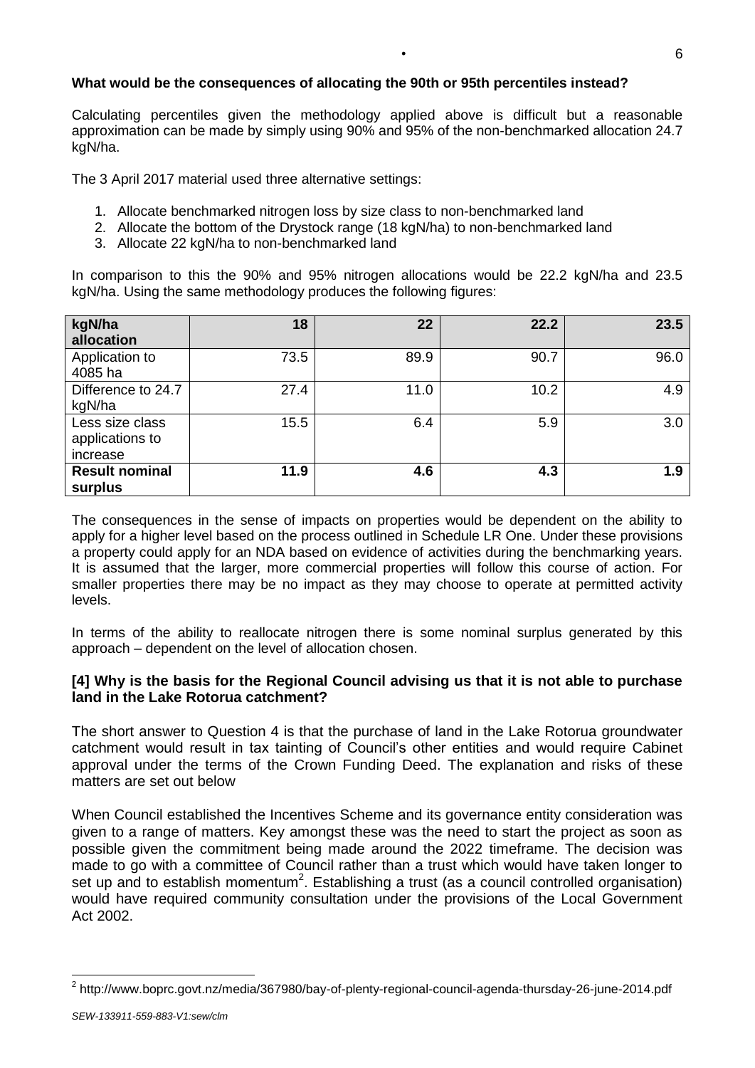**What would be the consequences of allocating the 90th or 95th percentiles instead?**

Calculating percentiles given the methodology applied above is difficult but a reasonable approximation can be made by simply using 90% and 95% of the non-benchmarked allocation 24.7 kgN/ha.

The 3 April 2017 material used three alternative settings:

1. Allocate benchmarked nitrogen loss by size class to non-benchmarked land
2. Allocate the bottom of the Drystock range (18 kgN/ha) to non-benchmarked land
3. Allocate 22 kgN/ha to non-benchmarked land

In comparison to this the 90% and 95% nitrogen allocations would be 22.2 kgN/ha and 23.5 kgN/ha. Using the same methodology produces the following figures:

| **kgN/ha allocation** | **18** | **22** | **22.2** | **23.5** |
|---|---|---|---|---|
| Application to 4085 ha | 73.5 | 89.9 | 90.7 | 96.0 |
| Difference to 24.7 kgN/ha | 27.4 | 11.0 | 10.2 | 4.9 |
| Less size class applications to increase | 15.5 | 6.4 | 5.9 | 3.0 |
| **Result nominal surplus** | **11.9** | **4.6** | **4.3** | **1.9** |

The consequences in the sense of impacts on properties would be dependent on the ability to apply for a higher level based on the process outlined in Schedule LR One. Under these provisions a property could apply for an NDA based on evidence of activities during the benchmarking years. It is assumed that the larger, more commercial properties will follow this course of action. For smaller properties there may be no impact as they may choose to operate at permitted activity levels.

In terms of the ability to reallocate nitrogen there is some nominal surplus generated by this approach – dependent on the level of allocation chosen.

**[4] Why is the basis for the Regional Council advising us that it is not able to purchase land in the Lake Rotorua catchment?**

The short answer to Question 4 is that the purchase of land in the Lake Rotorua groundwater catchment would result in tax tainting of Council's other entities and would require Cabinet approval under the terms of the Crown Funding Deed. The explanation and risks of these matters are set out below

When Council established the Incentives Scheme and its governance entity consideration was given to a range of matters. Key amongst these was the need to start the project as soon as possible given the commitment being made around the 2022 timeframe. The decision was made to go with a committee of Council rather than a trust which would have taken longer to set up and to establish momentum[2]. Establishing a trust (as a council controlled organisation) would have required community consultation under the provisions of the Local Government Act 2002.

[2] http://www.boprc.govt.nz/media/367980/bay-of-plenty-regional-council-agenda-thursday-26-june-2014.pdf

SEW-133911-559-883-V1:sew/clm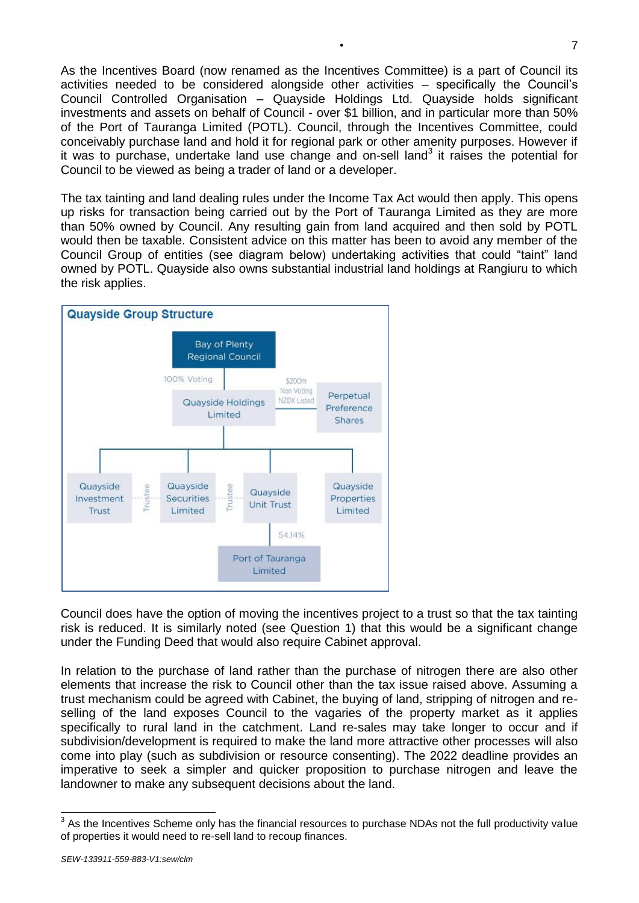As the Incentives Board (now renamed as the Incentives Committee) is a part of Council its activities needed to be considered alongside other activities – specifically the Council's Council Controlled Organisation – Quayside Holdings Ltd. Quayside holds significant investments and assets on behalf of Council - over $1 billion, and in particular more than 50% of the Port of Tauranga Limited (POTL). Council, through the Incentives Committee, could conceivably purchase land and hold it for regional park or other amenity purposes. However if it was to purchase, undertake land use change and on-sell land[3] it raises the potential for Council to be viewed as being a trader of land or a developer.

The tax tainting and land dealing rules under the Income Tax Act would then apply. This opens up risks for transaction being carried out by the Port of Tauranga Limited as they are more than 50% owned by Council. Any resulting gain from land acquired and then sold by POTL would then be taxable. Consistent advice on this matter has been to avoid any member of the Council Group of entities (see diagram below) undertaking activities that could "taint" land owned by POTL. Quayside also owns substantial industrial land holdings at Rangiuru to which the risk applies.

**Quayside Group Structure**

- Bay of Plenty Regional Council
  - 100% Voting → Quayside Holdings Limited
    - $200m Non Voting NZDX Listed → Perpetual Preference Shares
    - Quayside Investment Trust
    - Quayside Securities Limited (Trustee of Quayside Investment Trust and Quayside Unit Trust)
    - Quayside Unit Trust
      - 54.14% → Port of Tauranga Limited
    - Quayside Properties Limited

Council does have the option of moving the incentives project to a trust so that the tax tainting risk is reduced. It is similarly noted (see Question 1) that this would be a significant change under the Funding Deed that would also require Cabinet approval.

In relation to the purchase of land rather than the purchase of nitrogen there are also other elements that increase the risk to Council other than the tax issue raised above. Assuming a trust mechanism could be agreed with Cabinet, the buying of land, stripping of nitrogen and re-selling of the land exposes Council to the vagaries of the property market as it applies specifically to rural land in the catchment. Land re-sales may take longer to occur and if subdivision/development is required to make the land more attractive other processes will also come into play (such as subdivision or resource consenting). The 2022 deadline provides an imperative to seek a simpler and quicker proposition to purchase nitrogen and leave the landowner to make any subsequent decisions about the land.

[3] As the Incentives Scheme only has the financial resources to purchase NDAs not the full productivity value of properties it would need to re-sell land to recoup finances.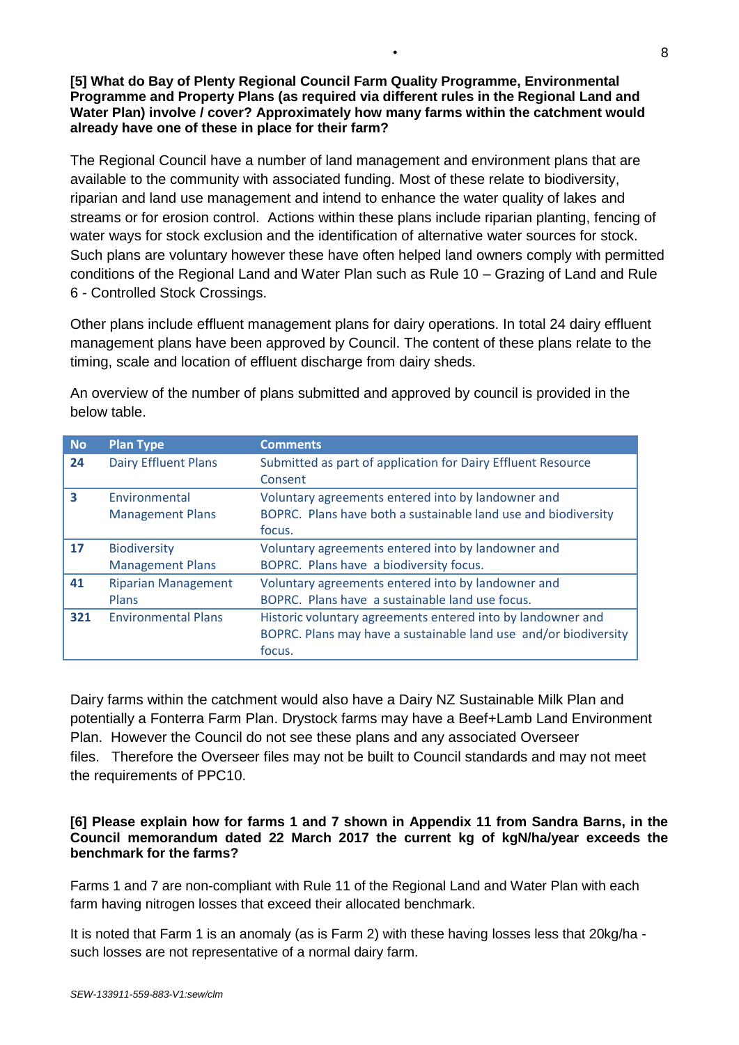**[5] What do Bay of Plenty Regional Council Farm Quality Programme, Environmental Programme and Property Plans (as required via different rules in the Regional Land and Water Plan) involve / cover? Approximately how many farms within the catchment would already have one of these in place for their farm?**

The Regional Council have a number of land management and environment plans that are available to the community with associated funding. Most of these relate to biodiversity, riparian and land use management and intend to enhance the water quality of lakes and streams or for erosion control. Actions within these plans include riparian planting, fencing of water ways for stock exclusion and the identification of alternative water sources for stock. Such plans are voluntary however these have often helped land owners comply with permitted conditions of the Regional Land and Water Plan such as Rule 10 – Grazing of Land and Rule 6 - Controlled Stock Crossings.

Other plans include effluent management plans for dairy operations. In total 24 dairy effluent management plans have been approved by Council. The content of these plans relate to the timing, scale and location of effluent discharge from dairy sheds.

An overview of the number of plans submitted and approved by council is provided in the below table.

| No | Plan Type | Comments |
|---|---|---|
| 24 | Dairy Effluent Plans | Submitted as part of application for Dairy Effluent Resource Consent |
| 3 | Environmental Management Plans | Voluntary agreements entered into by landowner and BOPRC. Plans have both a sustainable land use and biodiversity focus. |
| 17 | Biodiversity Management Plans | Voluntary agreements entered into by landowner and BOPRC. Plans have a biodiversity focus. |
| 41 | Riparian Management Plans | Voluntary agreements entered into by landowner and BOPRC. Plans have a sustainable land use focus. |
| 321 | Environmental Plans | Historic voluntary agreements entered into by landowner and BOPRC. Plans may have a sustainable land use and/or biodiversity focus. |

Dairy farms within the catchment would also have a Dairy NZ Sustainable Milk Plan and potentially a Fonterra Farm Plan. Drystock farms may have a Beef+Lamb Land Environment Plan. However the Council do not see these plans and any associated Overseer files. Therefore the Overseer files may not be built to Council standards and may not meet the requirements of PPC10.

**[6] Please explain how for farms 1 and 7 shown in Appendix 11 from Sandra Barns, in the Council memorandum dated 22 March 2017 the current kg of kgN/ha/year exceeds the benchmark for the farms?**

Farms 1 and 7 are non-compliant with Rule 11 of the Regional Land and Water Plan with each farm having nitrogen losses that exceed their allocated benchmark.

It is noted that Farm 1 is an anomaly (as is Farm 2) with these having losses less that 20kg/ha - such losses are not representative of a normal dairy farm.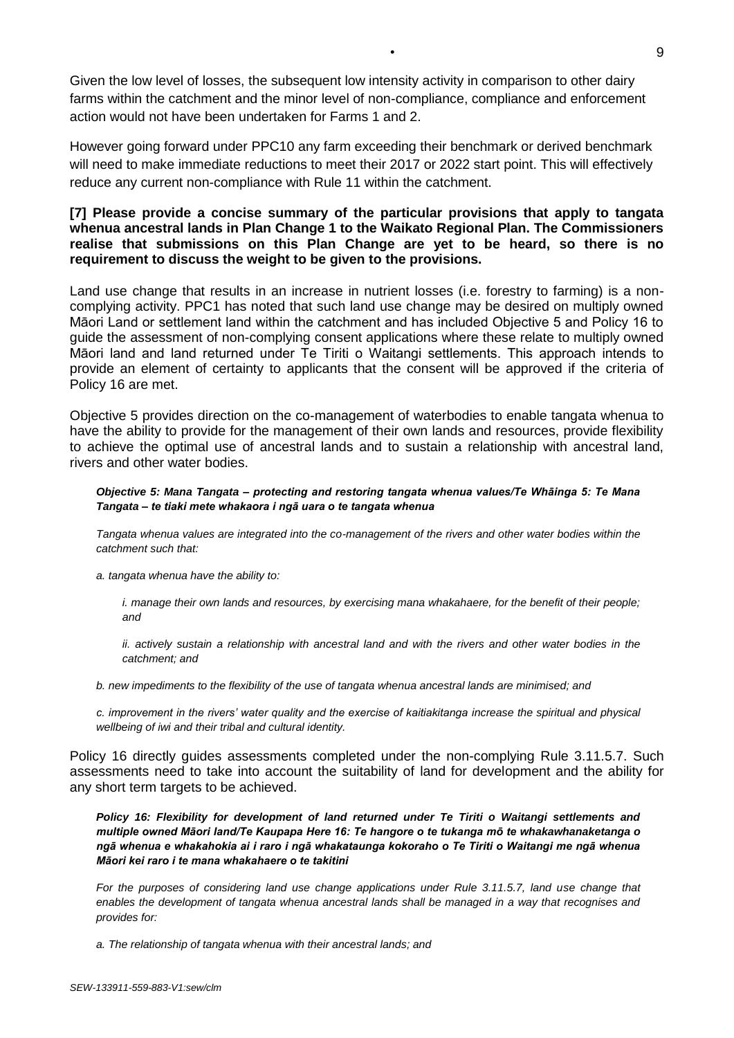Given the low level of losses, the subsequent low intensity activity in comparison to other dairy farms within the catchment and the minor level of non-compliance, compliance and enforcement action would not have been undertaken for Farms 1 and 2.

However going forward under PPC10 any farm exceeding their benchmark or derived benchmark will need to make immediate reductions to meet their 2017 or 2022 start point. This will effectively reduce any current non-compliance with Rule 11 within the catchment.

**[7] Please provide a concise summary of the particular provisions that apply to tangata whenua ancestral lands in Plan Change 1 to the Waikato Regional Plan. The Commissioners realise that submissions on this Plan Change are yet to be heard, so there is no requirement to discuss the weight to be given to the provisions.**

Land use change that results in an increase in nutrient losses (i.e. forestry to farming) is a non-complying activity. PPC1 has noted that such land use change may be desired on multiply owned Māori Land or settlement land within the catchment and has included Objective 5 and Policy 16 to guide the assessment of non-complying consent applications where these relate to multiply owned Māori land and land returned under Te Tiriti o Waitangi settlements. This approach intends to provide an element of certainty to applicants that the consent will be approved if the criteria of Policy 16 are met.

Objective 5 provides direction on the co-management of waterbodies to enable tangata whenua to have the ability to provide for the management of their own lands and resources, provide flexibility to achieve the optimal use of ancestral lands and to sustain a relationship with ancestral land, rivers and other water bodies.

***Objective 5: Mana Tangata – protecting and restoring tangata whenua values/Te Whāinga 5: Te Mana Tangata – te tiaki mete whakaora i ngā uara o te tangata whenua***

*Tangata whenua values are integrated into the co-management of the rivers and other water bodies within the catchment such that:*

*a. tangata whenua have the ability to:*

*i. manage their own lands and resources, by exercising mana whakahaere, for the benefit of their people; and*

*ii. actively sustain a relationship with ancestral land and with the rivers and other water bodies in the catchment; and*

*b. new impediments to the flexibility of the use of tangata whenua ancestral lands are minimised; and*

*c. improvement in the rivers' water quality and the exercise of kaitiakitanga increase the spiritual and physical wellbeing of iwi and their tribal and cultural identity.*

Policy 16 directly guides assessments completed under the non-complying Rule 3.11.5.7. Such assessments need to take into account the suitability of land for development and the ability for any short term targets to be achieved.

***Policy 16: Flexibility for development of land returned under Te Tiriti o Waitangi settlements and multiple owned Māori land/Te Kaupapa Here 16: Te hangore o te tukanga mō te whakawhanaketanga o ngā whenua e whakahokia ai i raro i ngā whakataunga kokoraho o Te Tiriti o Waitangi me ngā whenua Māori kei raro i te mana whakahaere o te takitini***

*For the purposes of considering land use change applications under Rule 3.11.5.7, land use change that enables the development of tangata whenua ancestral lands shall be managed in a way that recognises and provides for:*

*a. The relationship of tangata whenua with their ancestral lands; and*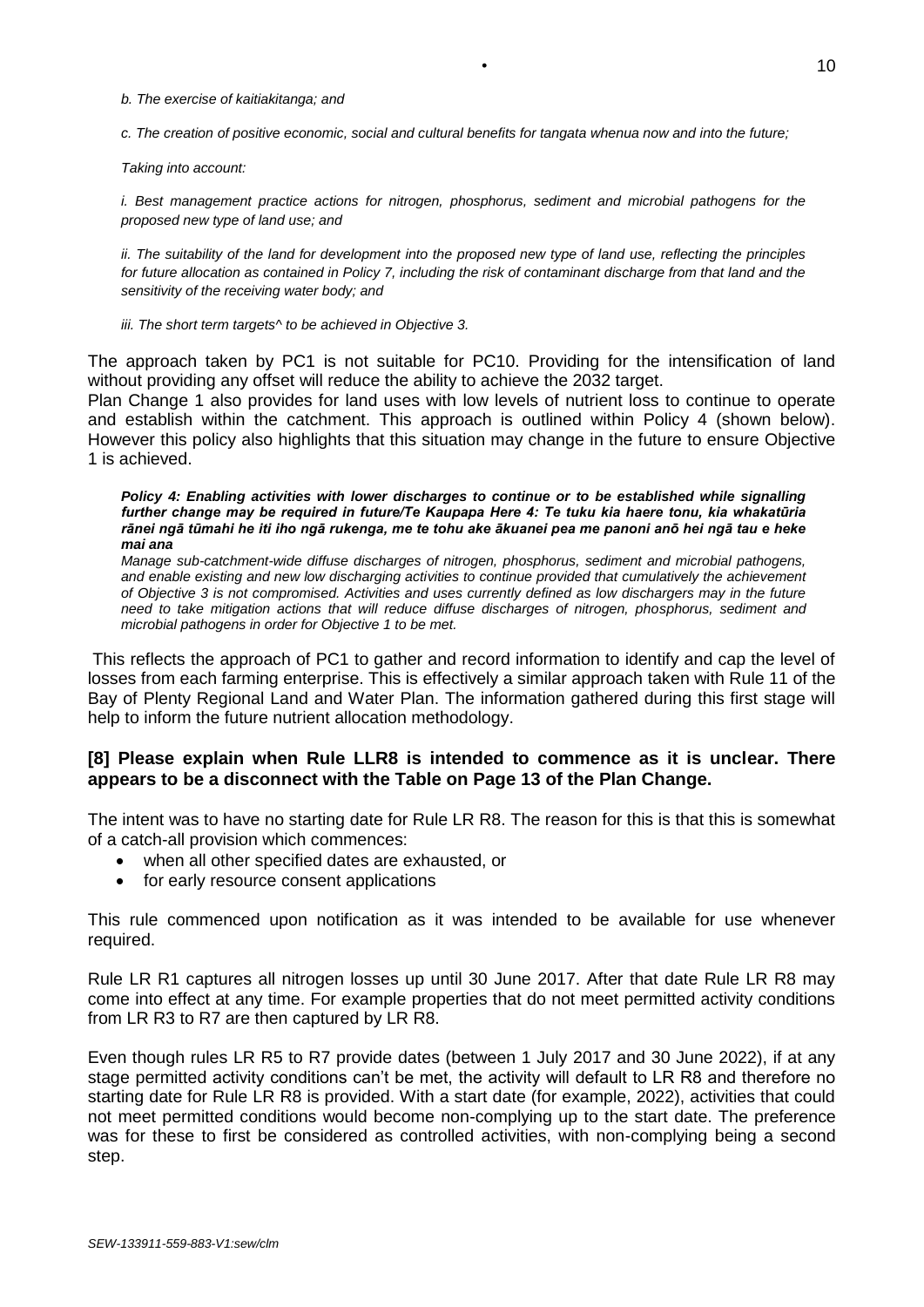*b. The exercise of kaitiakitanga; and*

*c. The creation of positive economic, social and cultural benefits for tangata whenua now and into the future;*

*Taking into account:*

*i. Best management practice actions for nitrogen, phosphorus, sediment and microbial pathogens for the proposed new type of land use; and*

*ii. The suitability of the land for development into the proposed new type of land use, reflecting the principles for future allocation as contained in Policy 7, including the risk of contaminant discharge from that land and the sensitivity of the receiving water body; and*

*iii. The short term targets^ to be achieved in Objective 3.*

The approach taken by PC1 is not suitable for PC10. Providing for the intensification of land without providing any offset will reduce the ability to achieve the 2032 target.

Plan Change 1 also provides for land uses with low levels of nutrient loss to continue to operate and establish within the catchment. This approach is outlined within Policy 4 (shown below). However this policy also highlights that this situation may change in the future to ensure Objective 1 is achieved.

***Policy 4: Enabling activities with lower discharges to continue or to be established while signalling further change may be required in future/Te Kaupapa Here 4: Te tuku kia haere tonu, kia whakatūria rānei ngā tūmahi he iti iho ngā rukenga, me te tohu ake ākuanei pea me panoni anō hei ngā tau e heke mai ana***

*Manage sub-catchment-wide diffuse discharges of nitrogen, phosphorus, sediment and microbial pathogens, and enable existing and new low discharging activities to continue provided that cumulatively the achievement of Objective 3 is not compromised. Activities and uses currently defined as low dischargers may in the future need to take mitigation actions that will reduce diffuse discharges of nitrogen, phosphorus, sediment and microbial pathogens in order for Objective 1 to be met.*

This reflects the approach of PC1 to gather and record information to identify and cap the level of losses from each farming enterprise. This is effectively a similar approach taken with Rule 11 of the Bay of Plenty Regional Land and Water Plan. The information gathered during this first stage will help to inform the future nutrient allocation methodology.

**[8] Please explain when Rule LLR8 is intended to commence as it is unclear. There appears to be a disconnect with the Table on Page 13 of the Plan Change.**

The intent was to have no starting date for Rule LR R8. The reason for this is that this is somewhat of a catch-all provision which commences:

- when all other specified dates are exhausted, or
- for early resource consent applications

This rule commenced upon notification as it was intended to be available for use whenever required.

Rule LR R1 captures all nitrogen losses up until 30 June 2017. After that date Rule LR R8 may come into effect at any time. For example properties that do not meet permitted activity conditions from LR R3 to R7 are then captured by LR R8.

Even though rules LR R5 to R7 provide dates (between 1 July 2017 and 30 June 2022), if at any stage permitted activity conditions can't be met, the activity will default to LR R8 and therefore no starting date for Rule LR R8 is provided. With a start date (for example, 2022), activities that could not meet permitted conditions would become non-complying up to the start date. The preference was for these to first be considered as controlled activities, with non-complying being a second step.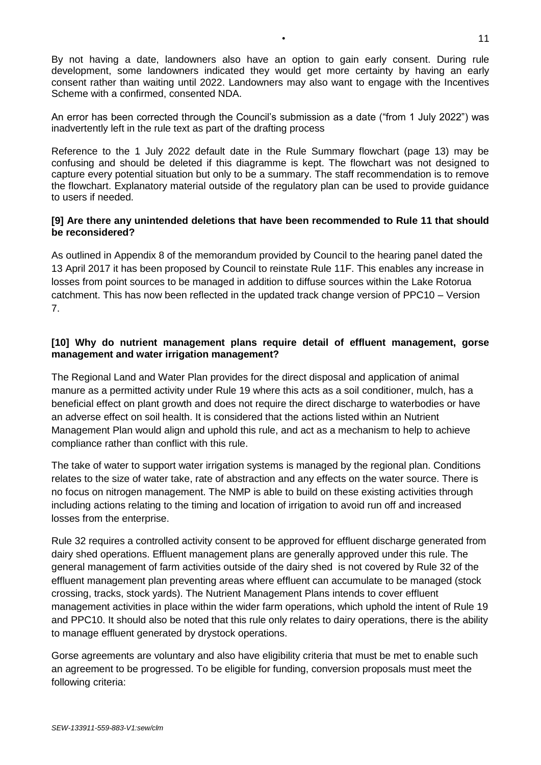By not having a date, landowners also have an option to gain early consent. During rule development, some landowners indicated they would get more certainty by having an early consent rather than waiting until 2022. Landowners may also want to engage with the Incentives Scheme with a confirmed, consented NDA.

An error has been corrected through the Council's submission as a date ("from 1 July 2022") was inadvertently left in the rule text as part of the drafting process

Reference to the 1 July 2022 default date in the Rule Summary flowchart (page 13) may be confusing and should be deleted if this diagramme is kept. The flowchart was not designed to capture every potential situation but only to be a summary. The staff recommendation is to remove the flowchart. Explanatory material outside of the regulatory plan can be used to provide guidance to users if needed.

**[9] Are there any unintended deletions that have been recommended to Rule 11 that should be reconsidered?**

As outlined in Appendix 8 of the memorandum provided by Council to the hearing panel dated the 13 April 2017 it has been proposed by Council to reinstate Rule 11F. This enables any increase in losses from point sources to be managed in addition to diffuse sources within the Lake Rotorua catchment. This has now been reflected in the updated track change version of PPC10 – Version 7.

**[10] Why do nutrient management plans require detail of effluent management, gorse management and water irrigation management?**

The Regional Land and Water Plan provides for the direct disposal and application of animal manure as a permitted activity under Rule 19 where this acts as a soil conditioner, mulch, has a beneficial effect on plant growth and does not require the direct discharge to waterbodies or have an adverse effect on soil health. It is considered that the actions listed within an Nutrient Management Plan would align and uphold this rule, and act as a mechanism to help to achieve compliance rather than conflict with this rule.

The take of water to support water irrigation systems is managed by the regional plan. Conditions relates to the size of water take, rate of abstraction and any effects on the water source. There is no focus on nitrogen management. The NMP is able to build on these existing activities through including actions relating to the timing and location of irrigation to avoid run off and increased losses from the enterprise.

Rule 32 requires a controlled activity consent to be approved for effluent discharge generated from dairy shed operations. Effluent management plans are generally approved under this rule. The general management of farm activities outside of the dairy shed is not covered by Rule 32 of the effluent management plan preventing areas where effluent can accumulate to be managed (stock crossing, tracks, stock yards). The Nutrient Management Plans intends to cover effluent management activities in place within the wider farm operations, which uphold the intent of Rule 19 and PPC10. It should also be noted that this rule only relates to dairy operations, there is the ability to manage effluent generated by drystock operations.

Gorse agreements are voluntary and also have eligibility criteria that must be met to enable such an agreement to be progressed. To be eligible for funding, conversion proposals must meet the following criteria: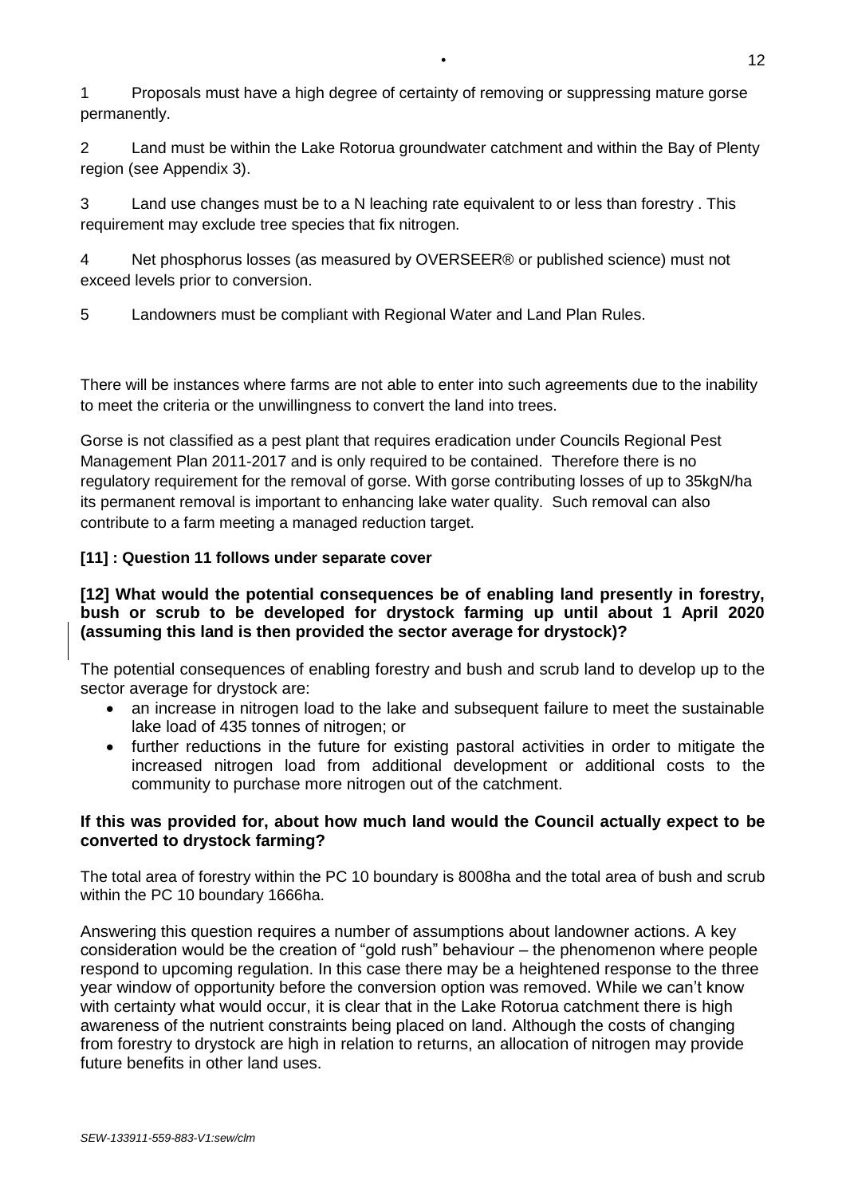1 Proposals must have a high degree of certainty of removing or suppressing mature gorse permanently.

2 Land must be within the Lake Rotorua groundwater catchment and within the Bay of Plenty region (see Appendix 3).

3 Land use changes must be to a N leaching rate equivalent to or less than forestry . This requirement may exclude tree species that fix nitrogen.

4 Net phosphorus losses (as measured by OVERSEER® or published science) must not exceed levels prior to conversion.

5 Landowners must be compliant with Regional Water and Land Plan Rules.

There will be instances where farms are not able to enter into such agreements due to the inability to meet the criteria or the unwillingness to convert the land into trees.

Gorse is not classified as a pest plant that requires eradication under Councils Regional Pest Management Plan 2011-2017 and is only required to be contained. Therefore there is no regulatory requirement for the removal of gorse. With gorse contributing losses of up to 35kgN/ha its permanent removal is important to enhancing lake water quality. Such removal can also contribute to a farm meeting a managed reduction target.

**[11] : Question 11 follows under separate cover**

**[12] What would the potential consequences be of enabling land presently in forestry, bush or scrub to be developed for drystock farming up until about 1 April 2020 (assuming this land is then provided the sector average for drystock)?**

The potential consequences of enabling forestry and bush and scrub land to develop up to the sector average for drystock are:

- an increase in nitrogen load to the lake and subsequent failure to meet the sustainable lake load of 435 tonnes of nitrogen; or
- further reductions in the future for existing pastoral activities in order to mitigate the increased nitrogen load from additional development or additional costs to the community to purchase more nitrogen out of the catchment.

**If this was provided for, about how much land would the Council actually expect to be converted to drystock farming?**

The total area of forestry within the PC 10 boundary is 8008ha and the total area of bush and scrub within the PC 10 boundary 1666ha.

Answering this question requires a number of assumptions about landowner actions. A key consideration would be the creation of "gold rush" behaviour – the phenomenon where people respond to upcoming regulation. In this case there may be a heightened response to the three year window of opportunity before the conversion option was removed. While we can't know with certainty what would occur, it is clear that in the Lake Rotorua catchment there is high awareness of the nutrient constraints being placed on land. Although the costs of changing from forestry to drystock are high in relation to returns, an allocation of nitrogen may provide future benefits in other land uses.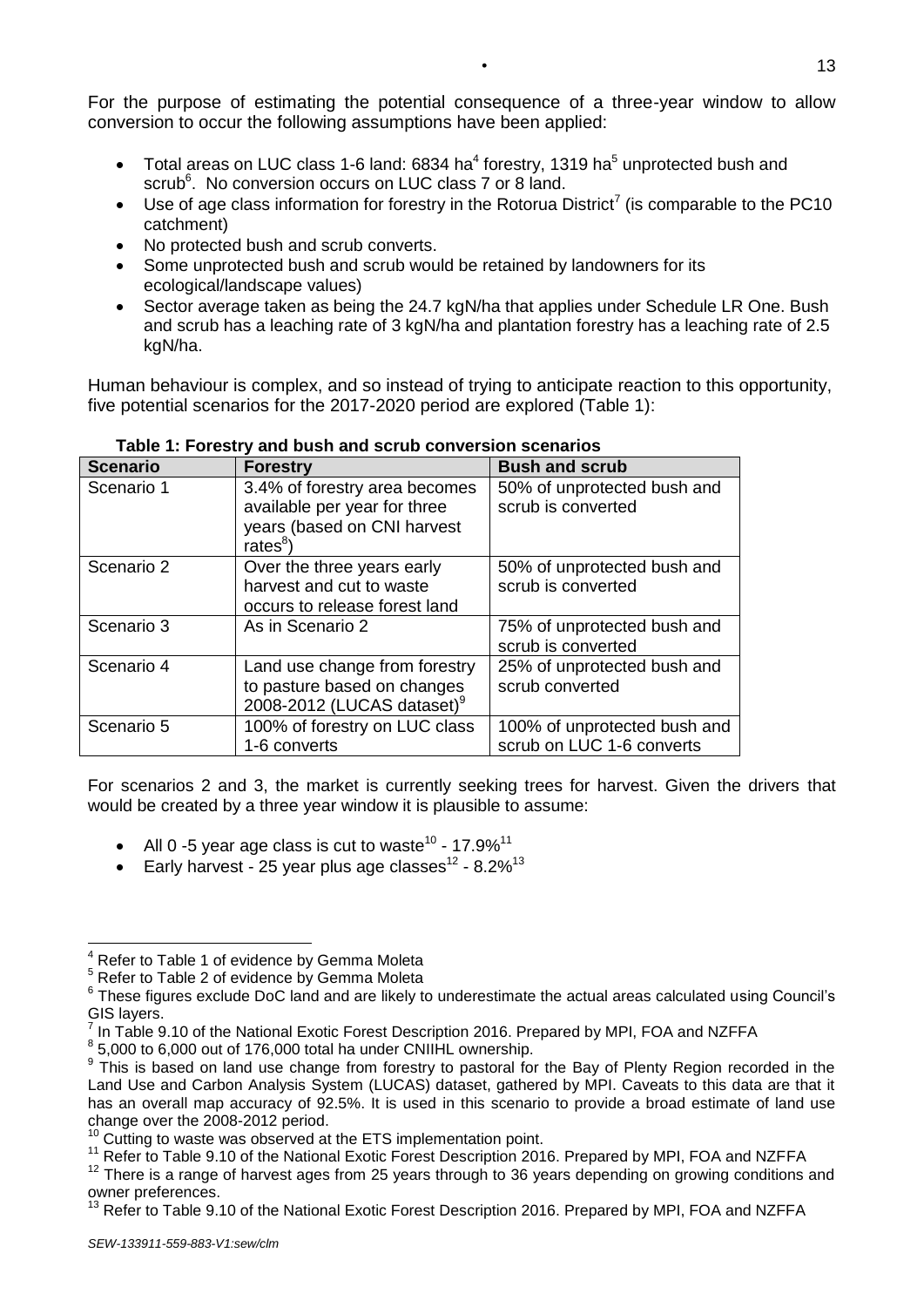For the purpose of estimating the potential consequence of a three-year window to allow conversion to occur the following assumptions have been applied:

- Total areas on LUC class 1-6 land: 6834 ha[4] forestry, 1319 ha[5] unprotected bush and scrub[6]. No conversion occurs on LUC class 7 or 8 land.
- Use of age class information for forestry in the Rotorua District[7] (is comparable to the PC10 catchment)
- No protected bush and scrub converts.
- Some unprotected bush and scrub would be retained by landowners for its ecological/landscape values)
- Sector average taken as being the 24.7 kgN/ha that applies under Schedule LR One. Bush and scrub has a leaching rate of 3 kgN/ha and plantation forestry has a leaching rate of 2.5 kgN/ha.

Human behaviour is complex, and so instead of trying to anticipate reaction to this opportunity, five potential scenarios for the 2017-2020 period are explored (Table 1):

**Table 1: Forestry and bush and scrub conversion scenarios**

| Scenario | Forestry | Bush and scrub |
|---|---|---|
| Scenario 1 | 3.4% of forestry area becomes available per year for three years (based on CNI harvest rates[8]) | 50% of unprotected bush and scrub is converted |
| Scenario 2 | Over the three years early harvest and cut to waste occurs to release forest land | 50% of unprotected bush and scrub is converted |
| Scenario 3 | As in Scenario 2 | 75% of unprotected bush and scrub is converted |
| Scenario 4 | Land use change from forestry to pasture based on changes 2008-2012 (LUCAS dataset)[9] | 25% of unprotected bush and scrub converted |
| Scenario 5 | 100% of forestry on LUC class 1-6 converts | 100% of unprotected bush and scrub on LUC 1-6 converts |

For scenarios 2 and 3, the market is currently seeking trees for harvest. Given the drivers that would be created by a three year window it is plausible to assume:

- All 0 -5 year age class is cut to waste[10] - 17.9%[11]
- Early harvest - 25 year plus age classes[12] - 8.2%[13]

---

[4] Refer to Table 1 of evidence by Gemma Moleta

[5] Refer to Table 2 of evidence by Gemma Moleta

[6] These figures exclude DoC land and are likely to underestimate the actual areas calculated using Council's GIS layers.

[7] In Table 9.10 of the National Exotic Forest Description 2016. Prepared by MPI, FOA and NZFFA

[8] 5,000 to 6,000 out of 176,000 total ha under CNIIHL ownership.

[9] This is based on land use change from forestry to pastoral for the Bay of Plenty Region recorded in the Land Use and Carbon Analysis System (LUCAS) dataset, gathered by MPI. Caveats to this data are that it has an overall map accuracy of 92.5%. It is used in this scenario to provide a broad estimate of land use change over the 2008-2012 period.

[10] Cutting to waste was observed at the ETS implementation point.

[11] Refer to Table 9.10 of the National Exotic Forest Description 2016. Prepared by MPI, FOA and NZFFA

[12] There is a range of harvest ages from 25 years through to 36 years depending on growing conditions and owner preferences.

[13] Refer to Table 9.10 of the National Exotic Forest Description 2016. Prepared by MPI, FOA and NZFFA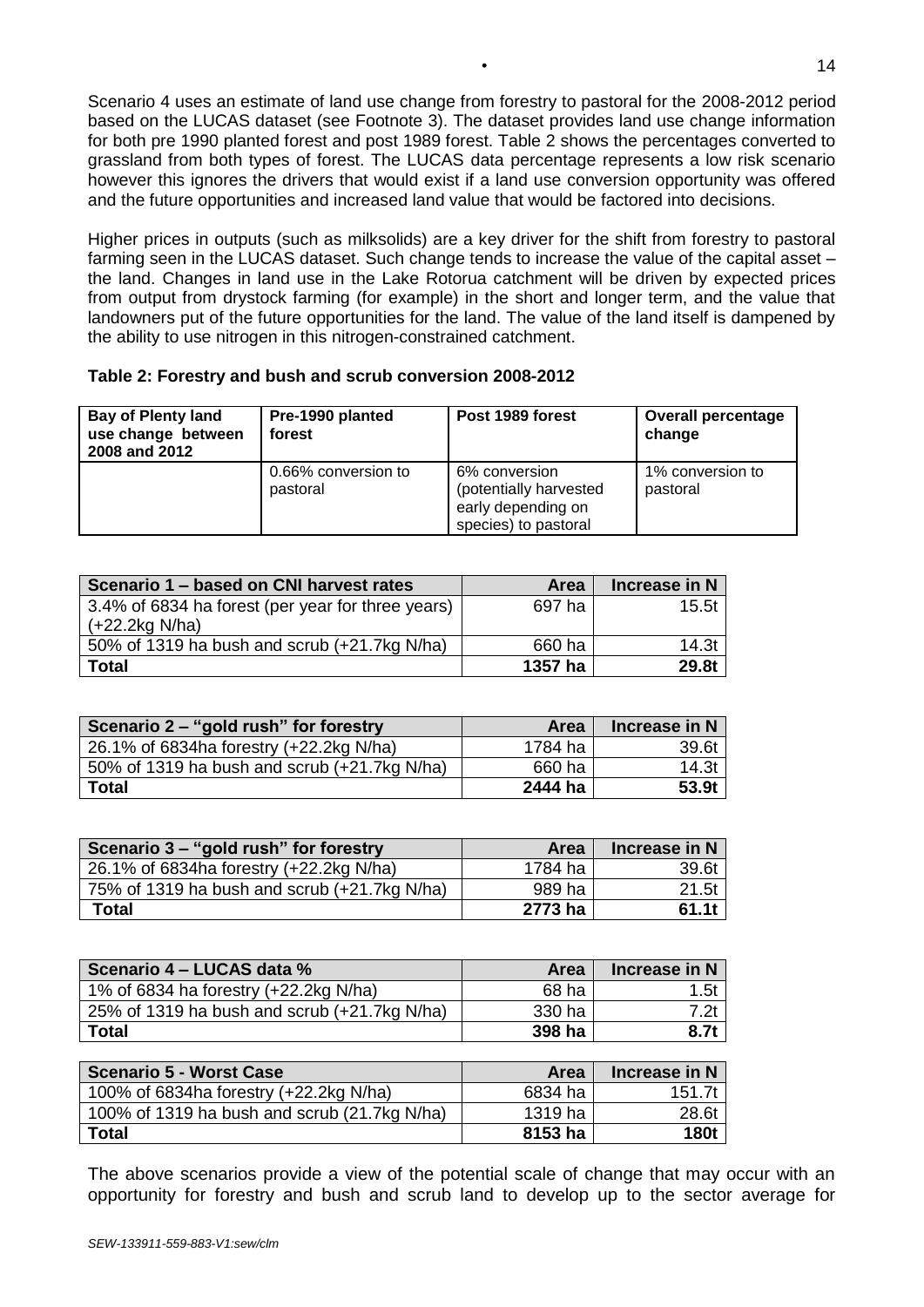Scenario 4 uses an estimate of land use change from forestry to pastoral for the 2008-2012 period based on the LUCAS dataset (see Footnote 3). The dataset provides land use change information for both pre 1990 planted forest and post 1989 forest. Table 2 shows the percentages converted to grassland from both types of forest. The LUCAS data percentage represents a low risk scenario however this ignores the drivers that would exist if a land use conversion opportunity was offered and the future opportunities and increased land value that would be factored into decisions.

Higher prices in outputs (such as milksolids) are a key driver for the shift from forestry to pastoral farming seen in the LUCAS dataset. Such change tends to increase the value of the capital asset – the land. Changes in land use in the Lake Rotorua catchment will be driven by expected prices from output from drystock farming (for example) in the short and longer term, and the value that landowners put of the future opportunities for the land. The value of the land itself is dampened by the ability to use nitrogen in this nitrogen-constrained catchment.

**Table 2: Forestry and bush and scrub conversion 2008-2012**

| Bay of Plenty land use change between 2008 and 2012 | Pre-1990 planted forest | Post 1989 forest | Overall percentage change |
|---|---|---|---|
| | 0.66% conversion to pastoral | 6% conversion (potentially harvested early depending on species) to pastoral | 1% conversion to pastoral |

| Scenario 1 – based on CNI harvest rates | Area | Increase in N |
|---|---:|---:|
| 3.4% of 6834 ha forest (per year for three years) (+22.2kg N/ha) | 697 ha | 15.5t |
| 50% of 1319 ha bush and scrub (+21.7kg N/ha) | 660 ha | 14.3t |
| **Total** | **1357 ha** | **29.8t** |

| Scenario 2 – "gold rush" for forestry | Area | Increase in N |
|---|---:|---:|
| 26.1% of 6834ha forestry (+22.2kg N/ha) | 1784 ha | 39.6t |
| 50% of 1319 ha bush and scrub (+21.7kg N/ha) | 660 ha | 14.3t |
| **Total** | **2444 ha** | **53.9t** |

| Scenario 3 – "gold rush" for forestry | Area | Increase in N |
|---|---:|---:|
| 26.1% of 6834ha forestry (+22.2kg N/ha) | 1784 ha | 39.6t |
| 75% of 1319 ha bush and scrub (+21.7kg N/ha) | 989 ha | 21.5t |
| **Total** | **2773 ha** | **61.1t** |

| Scenario 4 – LUCAS data % | Area | Increase in N |
|---|---:|---:|
| 1% of 6834 ha forestry (+22.2kg N/ha) | 68 ha | 1.5t |
| 25% of 1319 ha bush and scrub (+21.7kg N/ha) | 330 ha | 7.2t |
| **Total** | **398 ha** | **8.7t** |

| Scenario 5 - Worst Case | Area | Increase in N |
|---|---:|---:|
| 100% of 6834ha forestry (+22.2kg N/ha) | 6834 ha | 151.7t |
| 100% of 1319 ha bush and scrub (21.7kg N/ha) | 1319 ha | 28.6t |
| **Total** | **8153 ha** | **180t** |

The above scenarios provide a view of the potential scale of change that may occur with an opportunity for forestry and bush and scrub land to develop up to the sector average for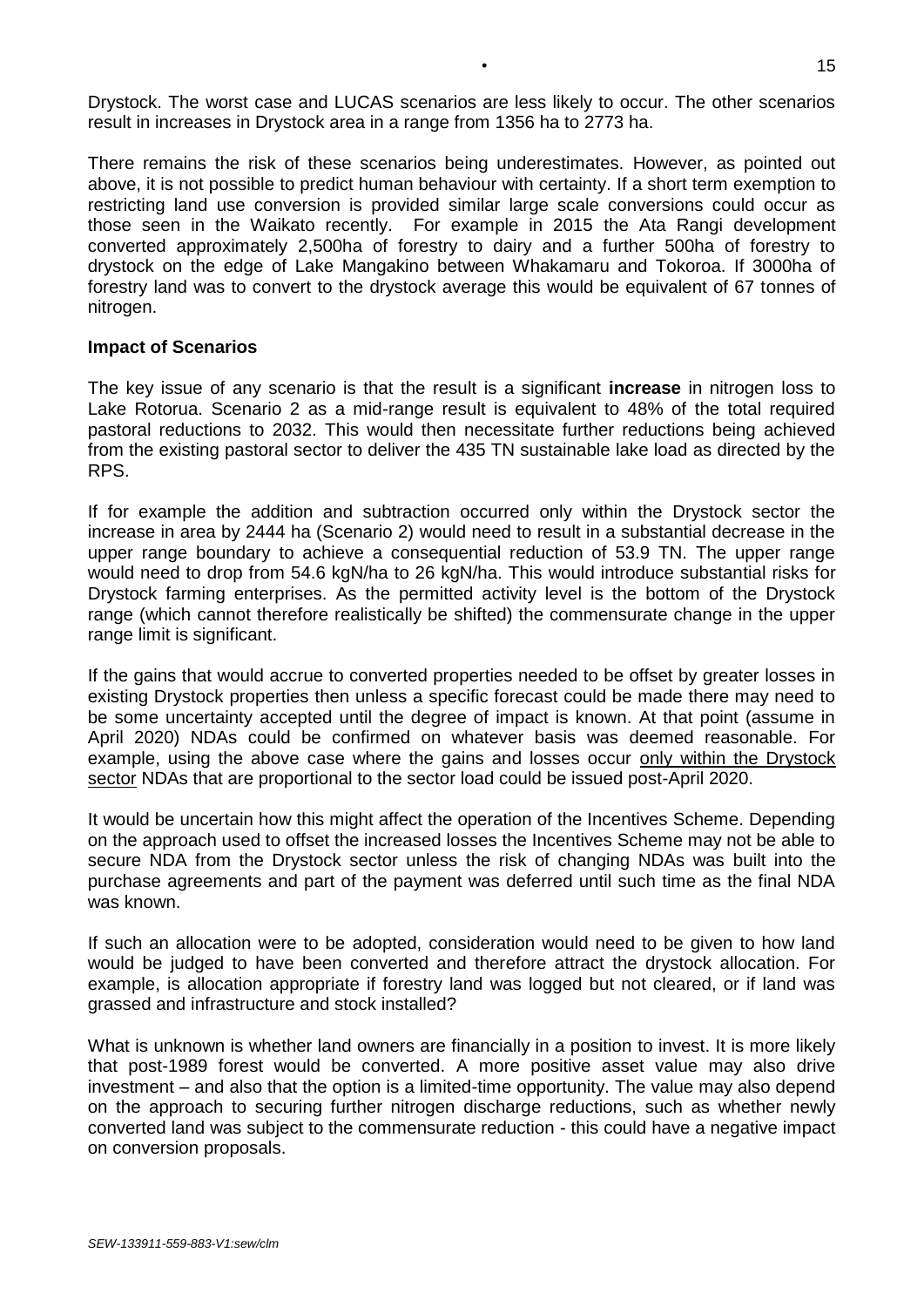Drystock. The worst case and LUCAS scenarios are less likely to occur. The other scenarios result in increases in Drystock area in a range from 1356 ha to 2773 ha.

There remains the risk of these scenarios being underestimates. However, as pointed out above, it is not possible to predict human behaviour with certainty. If a short term exemption to restricting land use conversion is provided similar large scale conversions could occur as those seen in the Waikato recently. For example in 2015 the Ata Rangi development converted approximately 2,500ha of forestry to dairy and a further 500ha of forestry to drystock on the edge of Lake Mangakino between Whakamaru and Tokoroa. If 3000ha of forestry land was to convert to the drystock average this would be equivalent of 67 tonnes of nitrogen.

**Impact of Scenarios**

The key issue of any scenario is that the result is a significant **increase** in nitrogen loss to Lake Rotorua. Scenario 2 as a mid-range result is equivalent to 48% of the total required pastoral reductions to 2032. This would then necessitate further reductions being achieved from the existing pastoral sector to deliver the 435 TN sustainable lake load as directed by the RPS.

If for example the addition and subtraction occurred only within the Drystock sector the increase in area by 2444 ha (Scenario 2) would need to result in a substantial decrease in the upper range boundary to achieve a consequential reduction of 53.9 TN. The upper range would need to drop from 54.6 kgN/ha to 26 kgN/ha. This would introduce substantial risks for Drystock farming enterprises. As the permitted activity level is the bottom of the Drystock range (which cannot therefore realistically be shifted) the commensurate change in the upper range limit is significant.

If the gains that would accrue to converted properties needed to be offset by greater losses in existing Drystock properties then unless a specific forecast could be made there may need to be some uncertainty accepted until the degree of impact is known. At that point (assume in April 2020) NDAs could be confirmed on whatever basis was deemed reasonable. For example, using the above case where the gains and losses occur <u>only within the Drystock sector</u> NDAs that are proportional to the sector load could be issued post-April 2020.

It would be uncertain how this might affect the operation of the Incentives Scheme. Depending on the approach used to offset the increased losses the Incentives Scheme may not be able to secure NDA from the Drystock sector unless the risk of changing NDAs was built into the purchase agreements and part of the payment was deferred until such time as the final NDA was known.

If such an allocation were to be adopted, consideration would need to be given to how land would be judged to have been converted and therefore attract the drystock allocation. For example, is allocation appropriate if forestry land was logged but not cleared, or if land was grassed and infrastructure and stock installed?

What is unknown is whether land owners are financially in a position to invest. It is more likely that post-1989 forest would be converted. A more positive asset value may also drive investment – and also that the option is a limited-time opportunity. The value may also depend on the approach to securing further nitrogen discharge reductions, such as whether newly converted land was subject to the commensurate reduction - this could have a negative impact on conversion proposals.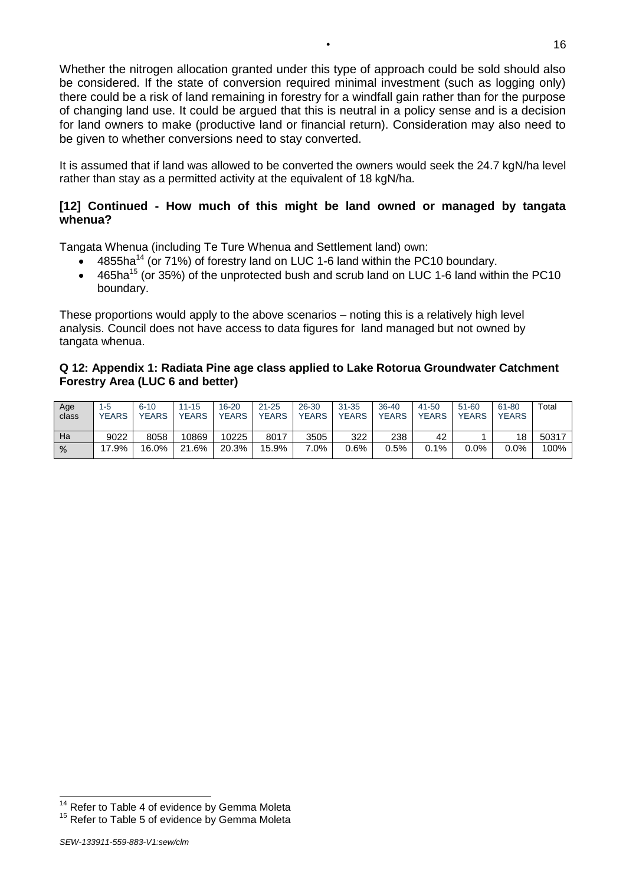Whether the nitrogen allocation granted under this type of approach could be sold should also be considered. If the state of conversion required minimal investment (such as logging only) there could be a risk of land remaining in forestry for a windfall gain rather than for the purpose of changing land use. It could be argued that this is neutral in a policy sense and is a decision for land owners to make (productive land or financial return). Consideration may also need to be given to whether conversions need to stay converted.

It is assumed that if land was allowed to be converted the owners would seek the 24.7 kgN/ha level rather than stay as a permitted activity at the equivalent of 18 kgN/ha.

**[12] Continued - How much of this might be land owned or managed by tangata whenua?**

Tangata Whenua (including Te Ture Whenua and Settlement land) own:

- 4855ha[14] (or 71%) of forestry land on LUC 1-6 land within the PC10 boundary.
- 465ha[15] (or 35%) of the unprotected bush and scrub land on LUC 1-6 land within the PC10 boundary.

These proportions would apply to the above scenarios – noting this is a relatively high level analysis. Council does not have access to data figures for land managed but not owned by tangata whenua.

**Q 12: Appendix 1: Radiata Pine age class applied to Lake Rotorua Groundwater Catchment Forestry Area (LUC 6 and better)**

| Age class | 1-5 YEARS | 6-10 YEARS | 11-15 YEARS | 16-20 YEARS | 21-25 YEARS | 26-30 YEARS | 31-35 YEARS | 36-40 YEARS | 41-50 YEARS | 51-60 YEARS | 61-80 YEARS | Total |
|---|---|---|---|---|---|---|---|---|---|---|---|---|
| Ha | 9022 | 8058 | 10869 | 10225 | 8017 | 3505 | 322 | 238 | 42 | 1 | 18 | 50317 |
| % | 17.9% | 16.0% | 21.6% | 20.3% | 15.9% | 7.0% | 0.6% | 0.5% | 0.1% | 0.0% | 0.0% | 100% |

[14] Refer to Table 4 of evidence by Gemma Moleta

[15] Refer to Table 5 of evidence by Gemma Moleta

*SEW-133911-559-883-V1:sew/clm*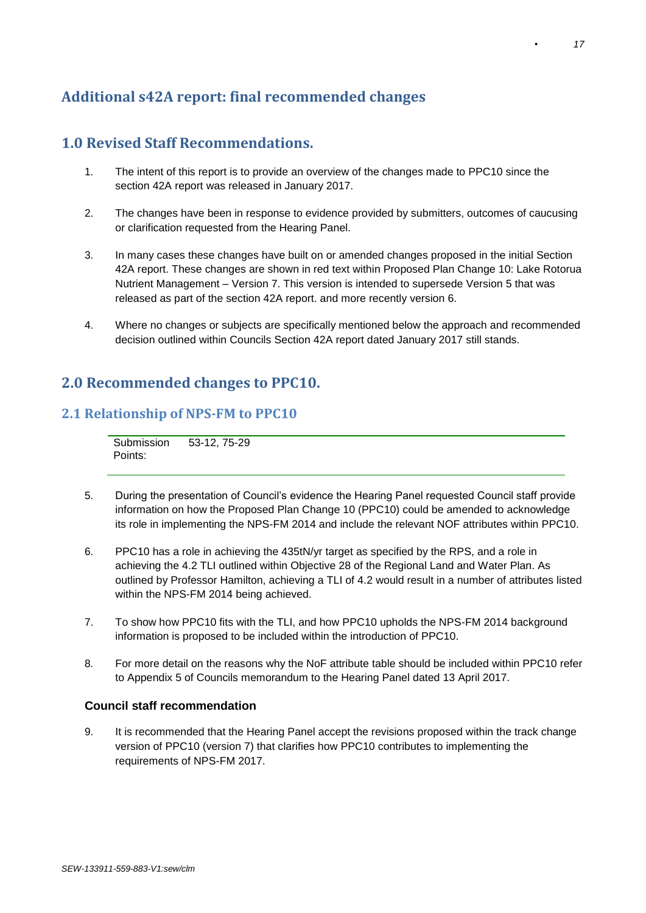# Additional s42A report: final recommended changes

## 1.0 Revised Staff Recommendations.

1. The intent of this report is to provide an overview of the changes made to PPC10 since the section 42A report was released in January 2017.

2. The changes have been in response to evidence provided by submitters, outcomes of caucusing or clarification requested from the Hearing Panel.

3. In many cases these changes have built on or amended changes proposed in the initial Section 42A report. These changes are shown in red text within Proposed Plan Change 10: Lake Rotorua Nutrient Management – Version 7. This version is intended to supersede Version 5 that was released as part of the section 42A report. and more recently version 6.

4. Where no changes or subjects are specifically mentioned below the approach and recommended decision outlined within Councils Section 42A report dated January 2017 still stands.

## 2.0 Recommended changes to PPC10.

### 2.1 Relationship of NPS-FM to PPC10

| Submission Points: | 53-12, 75-29 |
|---|---|

5. During the presentation of Council's evidence the Hearing Panel requested Council staff provide information on how the Proposed Plan Change 10 (PPC10) could be amended to acknowledge its role in implementing the NPS-FM 2014 and include the relevant NOF attributes within PPC10.

6. PPC10 has a role in achieving the 435tN/yr target as specified by the RPS, and a role in achieving the 4.2 TLI outlined within Objective 28 of the Regional Land and Water Plan. As outlined by Professor Hamilton, achieving a TLI of 4.2 would result in a number of attributes listed within the NPS-FM 2014 being achieved.

7. To show how PPC10 fits with the TLI, and how PPC10 upholds the NPS-FM 2014 background information is proposed to be included within the introduction of PPC10.

8. For more detail on the reasons why the NoF attribute table should be included within PPC10 refer to Appendix 5 of Councils memorandum to the Hearing Panel dated 13 April 2017.

#### Council staff recommendation

9. It is recommended that the Hearing Panel accept the revisions proposed within the track change version of PPC10 (version 7) that clarifies how PPC10 contributes to implementing the requirements of NPS-FM 2017.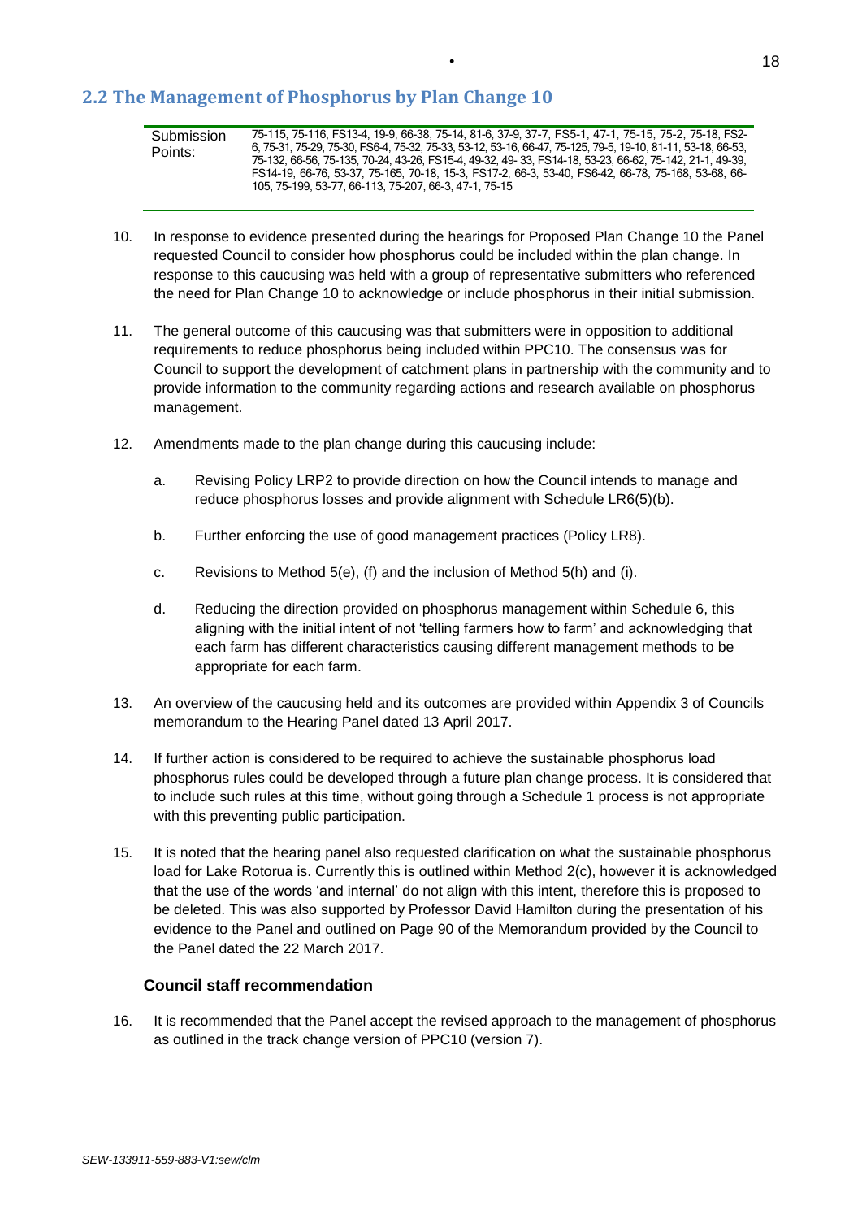## 2.2 The Management of Phosphorus by Plan Change 10

| Submission Points: | 75-115, 75-116, FS13-4, 19-9, 66-38, 75-14, 81-6, 37-9, 37-7, FS5-1, 47-1, 75-15, 75-2, 75-18, FS2-6, 75-31, 75-29, 75-30, FS6-4, 75-32, 75-33, 53-12, 53-16, 66-47, 75-125, 79-5, 19-10, 81-11, 53-18, 66-53, 75-132, 66-56, 75-135, 70-24, 43-26, FS15-4, 49-32, 49- 33, FS14-18, 53-23, 66-62, 75-142, 21-1, 49-39, FS14-19, 66-76, 53-37, 75-165, 70-18, 15-3, FS17-2, 66-3, 53-40, FS6-42, 66-78, 75-168, 53-68, 66-105, 75-199, 53-77, 66-113, 75-207, 66-3, 47-1, 75-15 |
|---|---|

10. In response to evidence presented during the hearings for Proposed Plan Change 10 the Panel requested Council to consider how phosphorus could be included within the plan change. In response to this caucusing was held with a group of representative submitters who referenced the need for Plan Change 10 to acknowledge or include phosphorus in their initial submission.

11. The general outcome of this caucusing was that submitters were in opposition to additional requirements to reduce phosphorus being included within PPC10. The consensus was for Council to support the development of catchment plans in partnership with the community and to provide information to the community regarding actions and research available on phosphorus management.

12. Amendments made to the plan change during this caucusing include:

    a. Revising Policy LRP2 to provide direction on how the Council intends to manage and reduce phosphorus losses and provide alignment with Schedule LR6(5)(b).

    b. Further enforcing the use of good management practices (Policy LR8).

    c. Revisions to Method 5(e), (f) and the inclusion of Method 5(h) and (i).

    d. Reducing the direction provided on phosphorus management within Schedule 6, this aligning with the initial intent of not 'telling farmers how to farm' and acknowledging that each farm has different characteristics causing different management methods to be appropriate for each farm.

13. An overview of the caucusing held and its outcomes are provided within Appendix 3 of Councils memorandum to the Hearing Panel dated 13 April 2017.

14. If further action is considered to be required to achieve the sustainable phosphorus load phosphorus rules could be developed through a future plan change process. It is considered that to include such rules at this time, without going through a Schedule 1 process is not appropriate with this preventing public participation.

15. It is noted that the hearing panel also requested clarification on what the sustainable phosphorus load for Lake Rotorua is. Currently this is outlined within Method 2(c), however it is acknowledged that the use of the words 'and internal' do not align with this intent, therefore this is proposed to be deleted. This was also supported by Professor David Hamilton during the presentation of his evidence to the Panel and outlined on Page 90 of the Memorandum provided by the Council to the Panel dated the 22 March 2017.

### Council staff recommendation

16. It is recommended that the Panel accept the revised approach to the management of phosphorus as outlined in the track change version of PPC10 (version 7).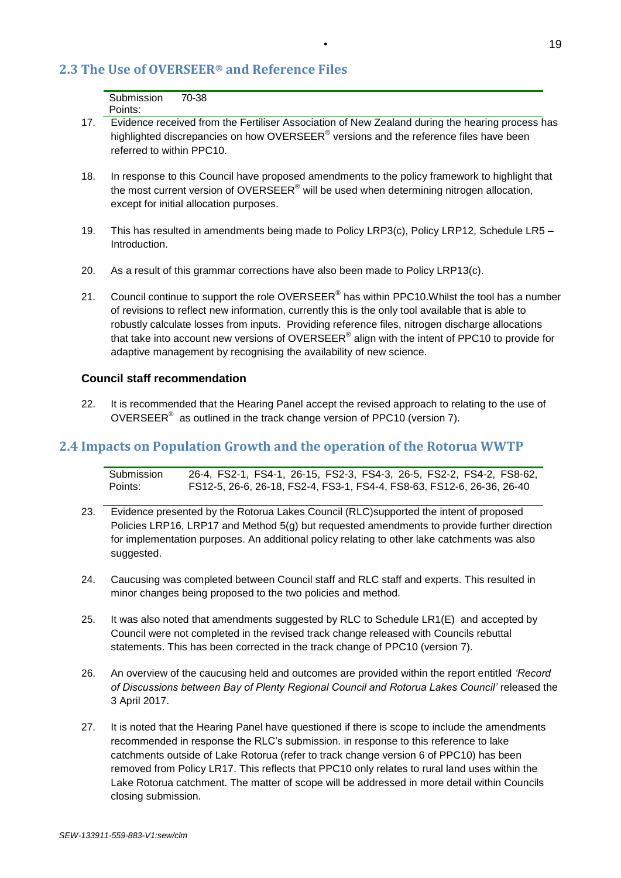## 2.3 The Use of OVERSEER® and Reference Files

| Submission Points: | 70-38 |
|---|---|

17. Evidence received from the Fertiliser Association of New Zealand during the hearing process has highlighted discrepancies on how OVERSEER® versions and the reference files have been referred to within PPC10.

18. In response to this Council have proposed amendments to the policy framework to highlight that the most current version of OVERSEER® will be used when determining nitrogen allocation, except for initial allocation purposes.

19. This has resulted in amendments being made to Policy LRP3(c), Policy LRP12, Schedule LR5 – Introduction.

20. As a result of this grammar corrections have also been made to Policy LRP13(c).

21. Council continue to support the role OVERSEER® has within PPC10.Whilst the tool has a number of revisions to reflect new information, currently this is the only tool available that is able to robustly calculate losses from inputs. Providing reference files, nitrogen discharge allocations that take into account new versions of OVERSEER® align with the intent of PPC10 to provide for adaptive management by recognising the availability of new science.

**Council staff recommendation**

22. It is recommended that the Hearing Panel accept the revised approach to relating to the use of OVERSEER® as outlined in the track change version of PPC10 (version 7).

## 2.4 Impacts on Population Growth and the operation of the Rotorua WWTP

| Submission Points: | 26-4, FS2-1, FS4-1, 26-15, FS2-3, FS4-3, 26-5, FS2-2, FS4-2, FS8-62, FS12-5, 26-6, 26-18, FS2-4, FS3-1, FS4-4, FS8-63, FS12-6, 26-36, 26-40 |
|---|---|

23. Evidence presented by the Rotorua Lakes Council (RLC)supported the intent of proposed Policies LRP16, LRP17 and Method 5(g) but requested amendments to provide further direction for implementation purposes. An additional policy relating to other lake catchments was also suggested.

24. Caucusing was completed between Council staff and RLC staff and experts. This resulted in minor changes being proposed to the two policies and method.

25. It was also noted that amendments suggested by RLC to Schedule LR1(E) and accepted by Council were not completed in the revised track change released with Councils rebuttal statements. This has been corrected in the track change of PPC10 (version 7).

26. An overview of the caucusing held and outcomes are provided within the report entitled *'Record of Discussions between Bay of Plenty Regional Council and Rotorua Lakes Council'* released the 3 April 2017.

27. It is noted that the Hearing Panel have questioned if there is scope to include the amendments recommended in response the RLC's submission. in response to this reference to lake catchments outside of Lake Rotorua (refer to track change version 6 of PPC10) has been removed from Policy LR17. This reflects that PPC10 only relates to rural land uses within the Lake Rotorua catchment. The matter of scope will be addressed in more detail within Councils closing submission.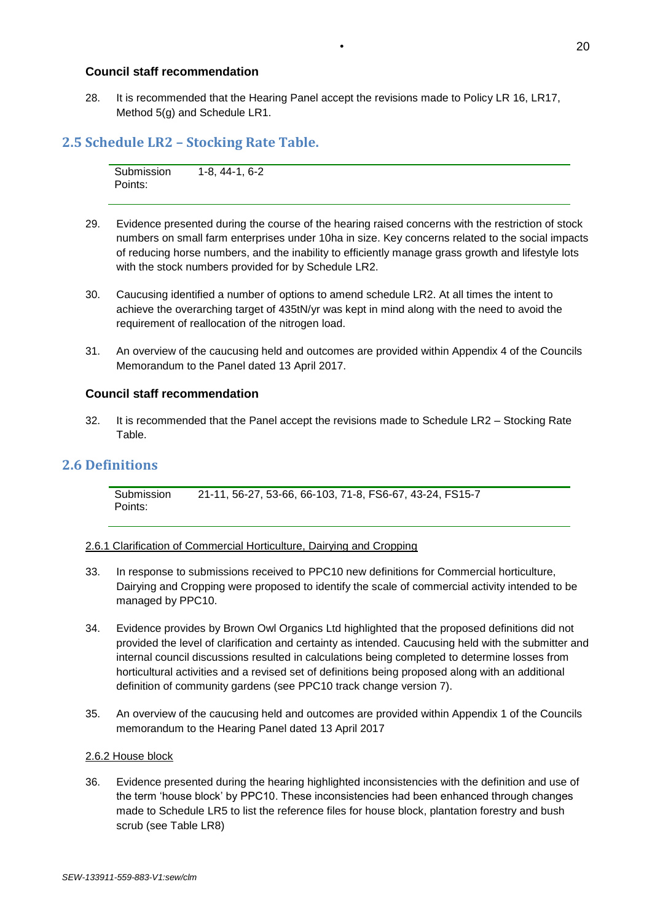**Council staff recommendation**

28. It is recommended that the Hearing Panel accept the revisions made to Policy LR 16, LR17, Method 5(g) and Schedule LR1.

## 2.5 Schedule LR2 – Stocking Rate Table.

| Submission Points: | 1-8, 44-1, 6-2 |
|---|---|

29. Evidence presented during the course of the hearing raised concerns with the restriction of stock numbers on small farm enterprises under 10ha in size. Key concerns related to the social impacts of reducing horse numbers, and the inability to efficiently manage grass growth and lifestyle lots with the stock numbers provided for by Schedule LR2.

30. Caucusing identified a number of options to amend schedule LR2. At all times the intent to achieve the overarching target of 435tN/yr was kept in mind along with the need to avoid the requirement of reallocation of the nitrogen load.

31. An overview of the caucusing held and outcomes are provided within Appendix 4 of the Councils Memorandum to the Panel dated 13 April 2017.

**Council staff recommendation**

32. It is recommended that the Panel accept the revisions made to Schedule LR2 – Stocking Rate Table.

## 2.6 Definitions

| Submission Points: | 21-11, 56-27, 53-66, 66-103, 71-8, FS6-67, 43-24, FS15-7 |
|---|---|

2.6.1 Clarification of Commercial Horticulture, Dairying and Cropping

33. In response to submissions received to PPC10 new definitions for Commercial horticulture, Dairying and Cropping were proposed to identify the scale of commercial activity intended to be managed by PPC10.

34. Evidence provides by Brown Owl Organics Ltd highlighted that the proposed definitions did not provided the level of clarification and certainty as intended. Caucusing held with the submitter and internal council discussions resulted in calculations being completed to determine losses from horticultural activities and a revised set of definitions being proposed along with an additional definition of community gardens (see PPC10 track change version 7).

35. An overview of the caucusing held and outcomes are provided within Appendix 1 of the Councils memorandum to the Hearing Panel dated 13 April 2017

2.6.2 House block

36. Evidence presented during the hearing highlighted inconsistencies with the definition and use of the term 'house block' by PPC10. These inconsistencies had been enhanced through changes made to Schedule LR5 to list the reference files for house block, plantation forestry and bush scrub (see Table LR8)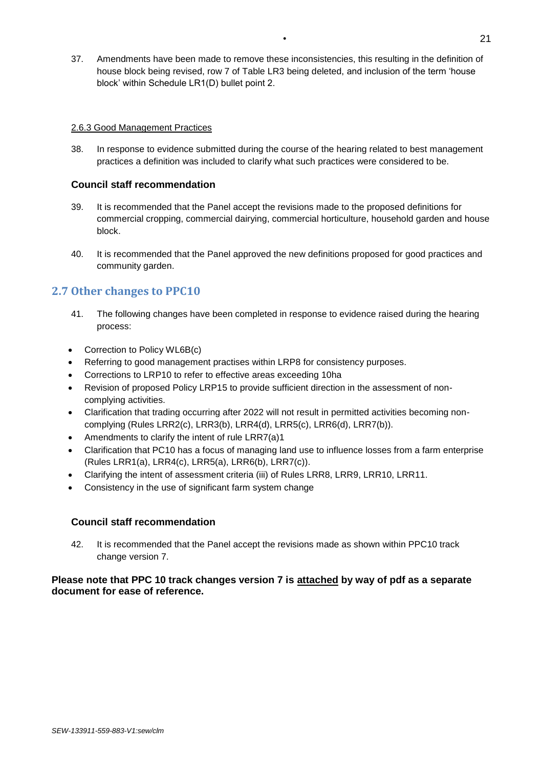37. Amendments have been made to remove these inconsistencies, this resulting in the definition of house block being revised, row 7 of Table LR3 being deleted, and inclusion of the term 'house block' within Schedule LR1(D) bullet point 2.

2.6.3 Good Management Practices

38. In response to evidence submitted during the course of the hearing related to best management practices a definition was included to clarify what such practices were considered to be.

**Council staff recommendation**

39. It is recommended that the Panel accept the revisions made to the proposed definitions for commercial cropping, commercial dairying, commercial horticulture, household garden and house block.

40. It is recommended that the Panel approved the new definitions proposed for good practices and community garden.

## 2.7 Other changes to PPC10

41. The following changes have been completed in response to evidence raised during the hearing process:

- Correction to Policy WL6B(c)
- Referring to good management practises within LRP8 for consistency purposes.
- Corrections to LRP10 to refer to effective areas exceeding 10ha
- Revision of proposed Policy LRP15 to provide sufficient direction in the assessment of non-complying activities.
- Clarification that trading occurring after 2022 will not result in permitted activities becoming non-complying (Rules LRR2(c), LRR3(b), LRR4(d), LRR5(c), LRR6(d), LRR7(b)).
- Amendments to clarify the intent of rule LRR7(a)1
- Clarification that PC10 has a focus of managing land use to influence losses from a farm enterprise (Rules LRR1(a), LRR4(c), LRR5(a), LRR6(b), LRR7(c)).
- Clarifying the intent of assessment criteria (iii) of Rules LRR8, LRR9, LRR10, LRR11.
- Consistency in the use of significant farm system change

**Council staff recommendation**

42. It is recommended that the Panel accept the revisions made as shown within PPC10 track change version 7.

**Please note that PPC 10 track changes version 7 is attached by way of pdf as a separate document for ease of reference.**